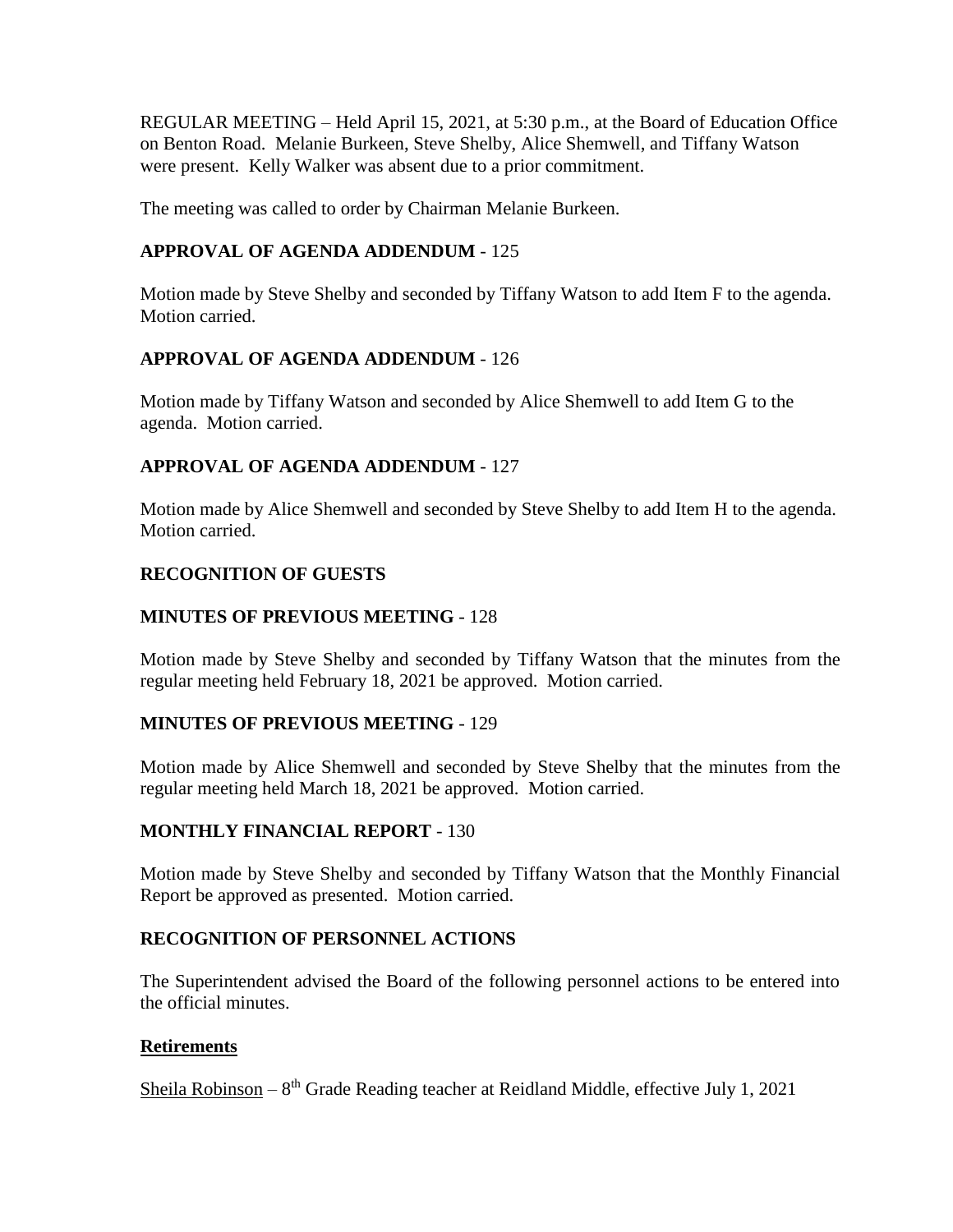REGULAR MEETING – Held April 15, 2021, at 5:30 p.m., at the Board of Education Office on Benton Road. Melanie Burkeen, Steve Shelby, Alice Shemwell, and Tiffany Watson were present. Kelly Walker was absent due to a prior commitment.

The meeting was called to order by Chairman Melanie Burkeen.

**APPROVAL OF AGENDA ADDENDUM** - 125

Motion made by Steve Shelby and seconded by Tiffany Watson to add Item F to the agenda. Motion carried.

**APPROVAL OF AGENDA ADDENDUM** - 126

Motion made by Tiffany Watson and seconded by Alice Shemwell to add Item G to the agenda. Motion carried.

**APPROVAL OF AGENDA ADDENDUM** - 127

Motion made by Alice Shemwell and seconded by Steve Shelby to add Item H to the agenda. Motion carried.

**RECOGNITION OF GUESTS**

**MINUTES OF PREVIOUS MEETING** - 128

Motion made by Steve Shelby and seconded by Tiffany Watson that the minutes from the regular meeting held February 18, 2021 be approved. Motion carried.

**MINUTES OF PREVIOUS MEETING** - 129

Motion made by Alice Shemwell and seconded by Steve Shelby that the minutes from the regular meeting held March 18, 2021 be approved. Motion carried.

**MONTHLY FINANCIAL REPORT** - 130

Motion made by Steve Shelby and seconded by Tiffany Watson that the Monthly Financial Report be approved as presented. Motion carried.

**RECOGNITION OF PERSONNEL ACTIONS**

The Superintendent advised the Board of the following personnel actions to be entered into the official minutes.

**Retirements**

Sheila Robinson – 8th Grade Reading teacher at Reidland Middle, effective July 1, 2021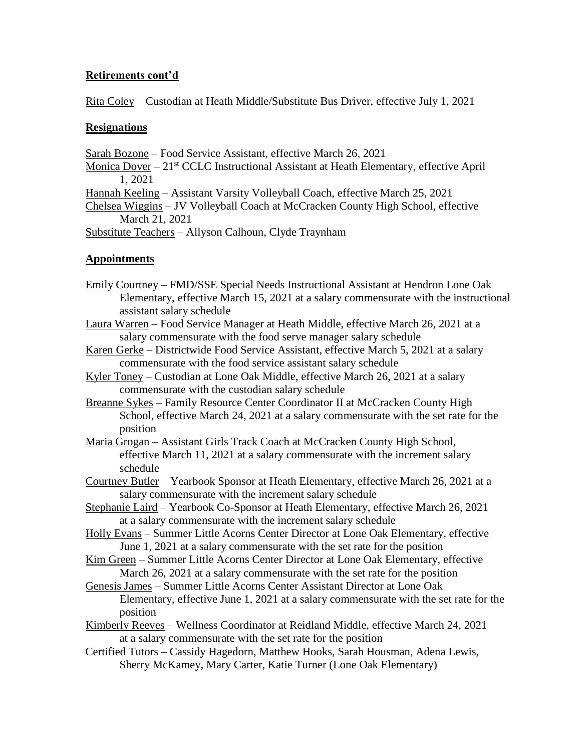**Retirements cont'd**

Rita Coley – Custodian at Heath Middle/Substitute Bus Driver, effective July 1, 2021

**Resignations**

Sarah Bozone – Food Service Assistant, effective March 26, 2021

Monica Dover – 21st CCLC Instructional Assistant at Heath Elementary, effective April 1, 2021

Hannah Keeling – Assistant Varsity Volleyball Coach, effective March 25, 2021

Chelsea Wiggins – JV Volleyball Coach at McCracken County High School, effective March 21, 2021

Substitute Teachers – Allyson Calhoun, Clyde Traynham

**Appointments**

Emily Courtney – FMD/SSE Special Needs Instructional Assistant at Hendron Lone Oak Elementary, effective March 15, 2021 at a salary commensurate with the instructional assistant salary schedule

Laura Warren – Food Service Manager at Heath Middle, effective March 26, 2021 at a salary commensurate with the food serve manager salary schedule

Karen Gerke – Districtwide Food Service Assistant, effective March 5, 2021 at a salary commensurate with the food service assistant salary schedule

Kyler Toney – Custodian at Lone Oak Middle, effective March 26, 2021 at a salary commensurate with the custodian salary schedule

Breanne Sykes – Family Resource Center Coordinator II at McCracken County High School, effective March 24, 2021 at a salary commensurate with the set rate for the position

Maria Grogan – Assistant Girls Track Coach at McCracken County High School, effective March 11, 2021 at a salary commensurate with the increment salary schedule

Courtney Butler – Yearbook Sponsor at Heath Elementary, effective March 26, 2021 at a salary commensurate with the increment salary schedule

Stephanie Laird – Yearbook Co-Sponsor at Heath Elementary, effective March 26, 2021 at a salary commensurate with the increment salary schedule

Holly Evans – Summer Little Acorns Center Director at Lone Oak Elementary, effective June 1, 2021 at a salary commensurate with the set rate for the position

Kim Green – Summer Little Acorns Center Director at Lone Oak Elementary, effective March 26, 2021 at a salary commensurate with the set rate for the position

Genesis James – Summer Little Acorns Center Assistant Director at Lone Oak Elementary, effective June 1, 2021 at a salary commensurate with the set rate for the position

Kimberly Reeves – Wellness Coordinator at Reidland Middle, effective March 24, 2021 at a salary commensurate with the set rate for the position

Certified Tutors – Cassidy Hagedorn, Matthew Hooks, Sarah Housman, Adena Lewis, Sherry McKamey, Mary Carter, Katie Turner (Lone Oak Elementary)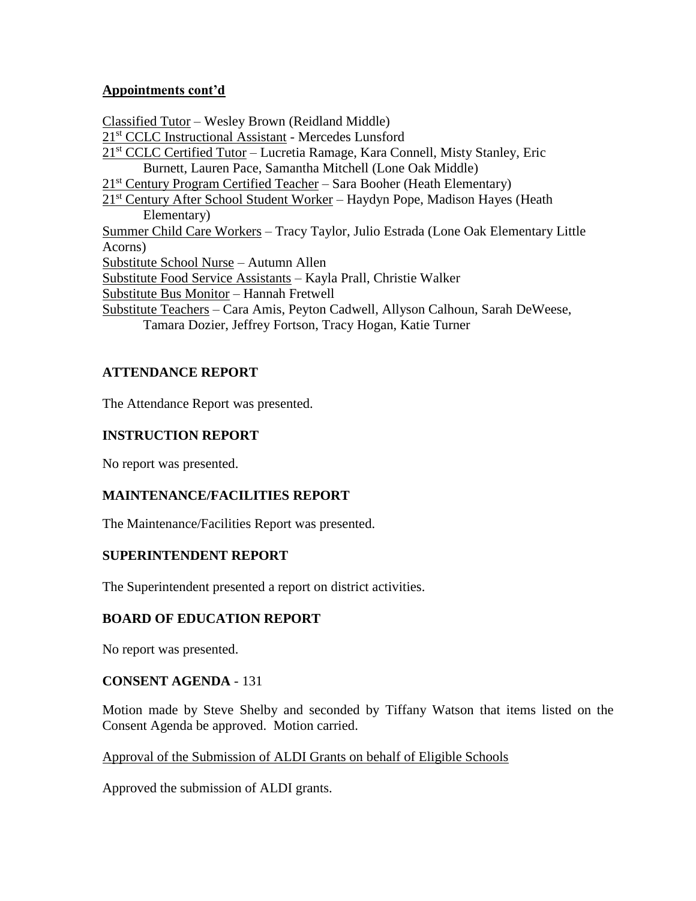**Appointments cont'd**

Classified Tutor – Wesley Brown (Reidland Middle)
21st CCLC Instructional Assistant - Mercedes Lunsford
21st CCLC Certified Tutor – Lucretia Ramage, Kara Connell, Misty Stanley, Eric Burnett, Lauren Pace, Samantha Mitchell (Lone Oak Middle)
21st Century Program Certified Teacher – Sara Booher (Heath Elementary)
21st Century After School Student Worker – Haydyn Pope, Madison Hayes (Heath Elementary)
Summer Child Care Workers – Tracy Taylor, Julio Estrada (Lone Oak Elementary Little Acorns)
Substitute School Nurse – Autumn Allen
Substitute Food Service Assistants – Kayla Prall, Christie Walker
Substitute Bus Monitor – Hannah Fretwell
Substitute Teachers – Cara Amis, Peyton Cadwell, Allyson Calhoun, Sarah DeWeese, Tamara Dozier, Jeffrey Fortson, Tracy Hogan, Katie Turner

**ATTENDANCE REPORT**

The Attendance Report was presented.

**INSTRUCTION REPORT**

No report was presented.

**MAINTENANCE/FACILITIES REPORT**

The Maintenance/Facilities Report was presented.

**SUPERINTENDENT REPORT**

The Superintendent presented a report on district activities.

**BOARD OF EDUCATION REPORT**

No report was presented.

**CONSENT AGENDA** - 131

Motion made by Steve Shelby and seconded by Tiffany Watson that items listed on the Consent Agenda be approved. Motion carried.

Approval of the Submission of ALDI Grants on behalf of Eligible Schools

Approved the submission of ALDI grants.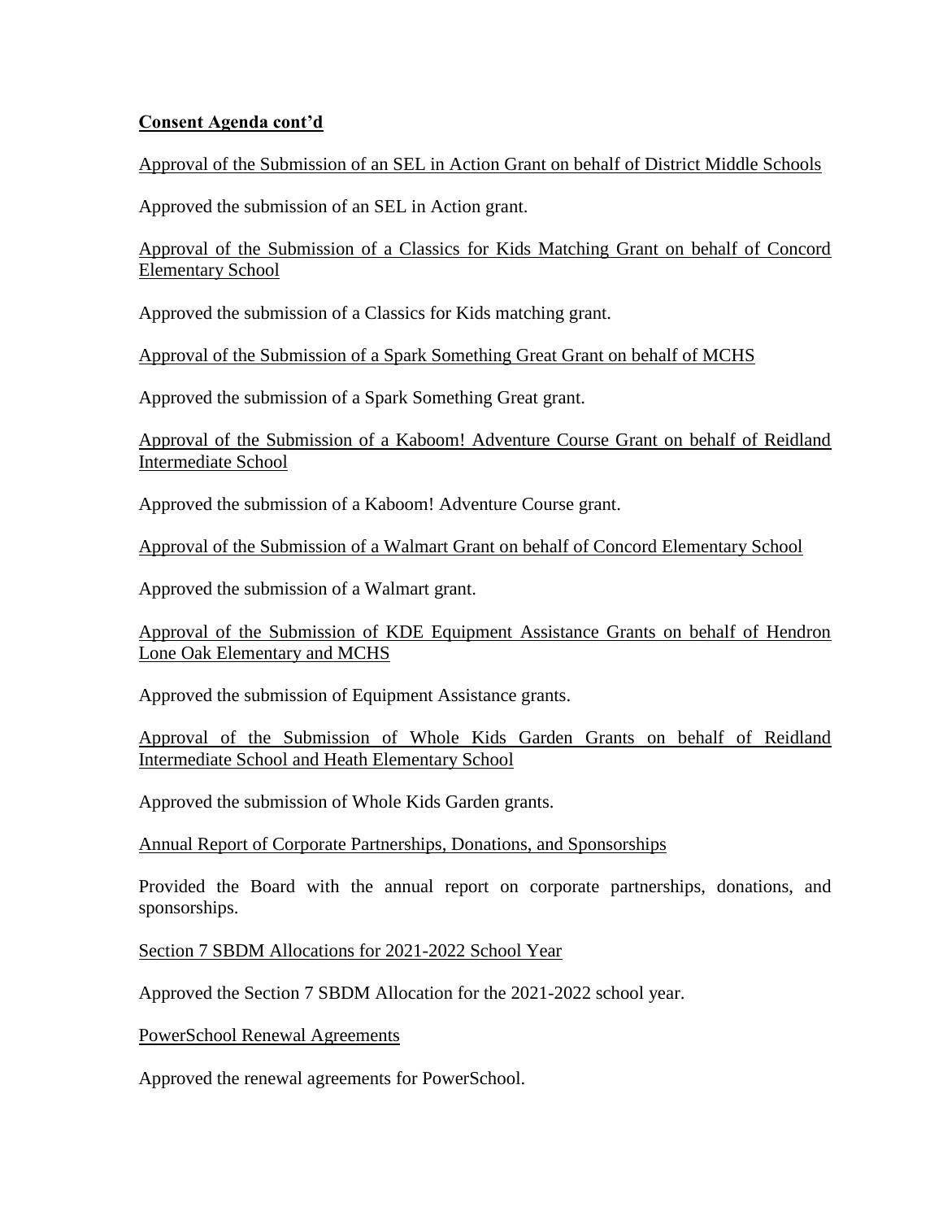**Consent Agenda cont'd**

Approval of the Submission of an SEL in Action Grant on behalf of District Middle Schools

Approved the submission of an SEL in Action grant.

Approval of the Submission of a Classics for Kids Matching Grant on behalf of Concord Elementary School

Approved the submission of a Classics for Kids matching grant.

Approval of the Submission of a Spark Something Great Grant on behalf of MCHS

Approved the submission of a Spark Something Great grant.

Approval of the Submission of a Kaboom! Adventure Course Grant on behalf of Reidland Intermediate School

Approved the submission of a Kaboom! Adventure Course grant.

Approval of the Submission of a Walmart Grant on behalf of Concord Elementary School

Approved the submission of a Walmart grant.

Approval of the Submission of KDE Equipment Assistance Grants on behalf of Hendron Lone Oak Elementary and MCHS

Approved the submission of Equipment Assistance grants.

Approval of the Submission of Whole Kids Garden Grants on behalf of Reidland Intermediate School and Heath Elementary School

Approved the submission of Whole Kids Garden grants.

Annual Report of Corporate Partnerships, Donations, and Sponsorships

Provided the Board with the annual report on corporate partnerships, donations, and sponsorships.

Section 7 SBDM Allocations for 2021-2022 School Year

Approved the Section 7 SBDM Allocation for the 2021-2022 school year.

PowerSchool Renewal Agreements

Approved the renewal agreements for PowerSchool.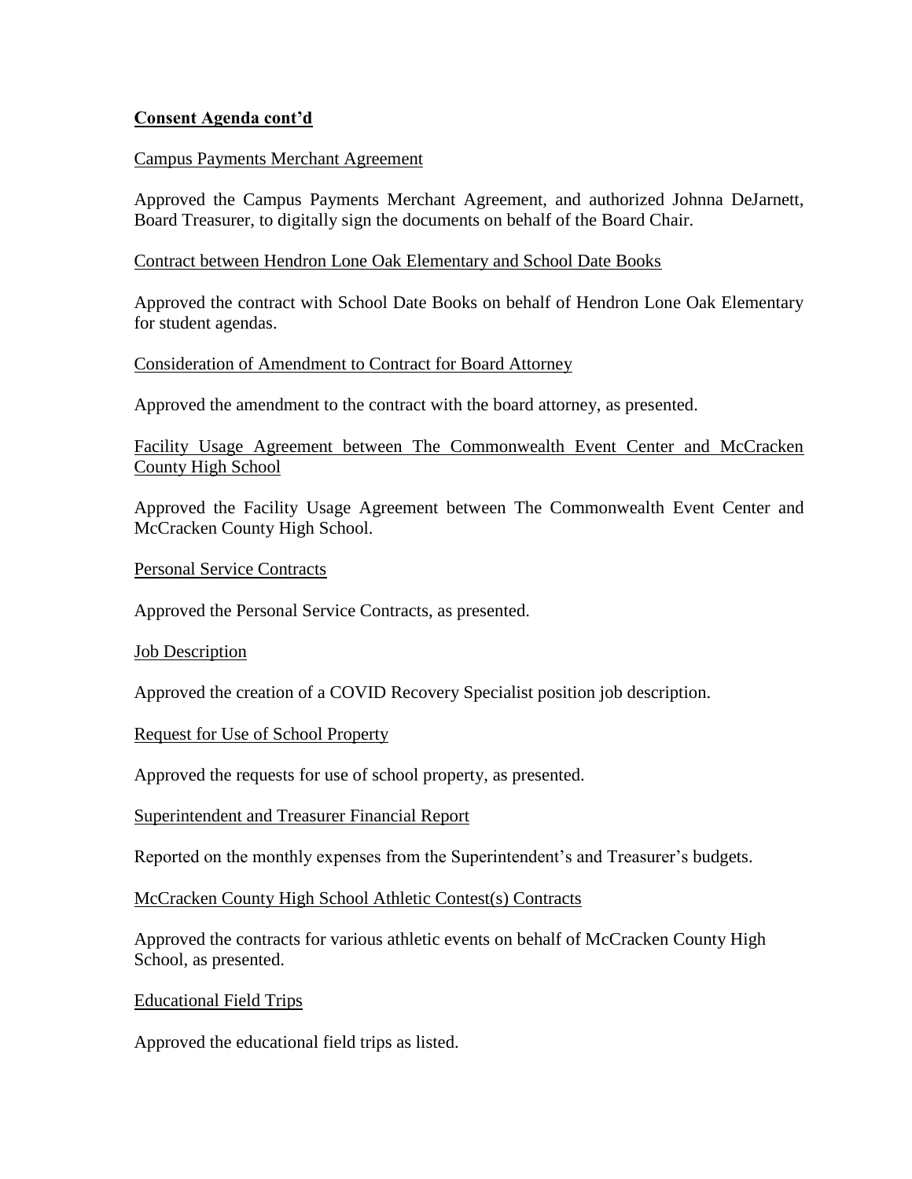## Consent Agenda cont'd

Campus Payments Merchant Agreement

Approved the Campus Payments Merchant Agreement, and authorized Johnna DeJarnett, Board Treasurer, to digitally sign the documents on behalf of the Board Chair.

Contract between Hendron Lone Oak Elementary and School Date Books

Approved the contract with School Date Books on behalf of Hendron Lone Oak Elementary for student agendas.

Consideration of Amendment to Contract for Board Attorney

Approved the amendment to the contract with the board attorney, as presented.

Facility Usage Agreement between The Commonwealth Event Center and McCracken County High School

Approved the Facility Usage Agreement between The Commonwealth Event Center and McCracken County High School.

Personal Service Contracts

Approved the Personal Service Contracts, as presented.

Job Description

Approved the creation of a COVID Recovery Specialist position job description.

Request for Use of School Property

Approved the requests for use of school property, as presented.

Superintendent and Treasurer Financial Report

Reported on the monthly expenses from the Superintendent's and Treasurer's budgets.

McCracken County High School Athletic Contest(s) Contracts

Approved the contracts for various athletic events on behalf of McCracken County High School, as presented.

Educational Field Trips

Approved the educational field trips as listed.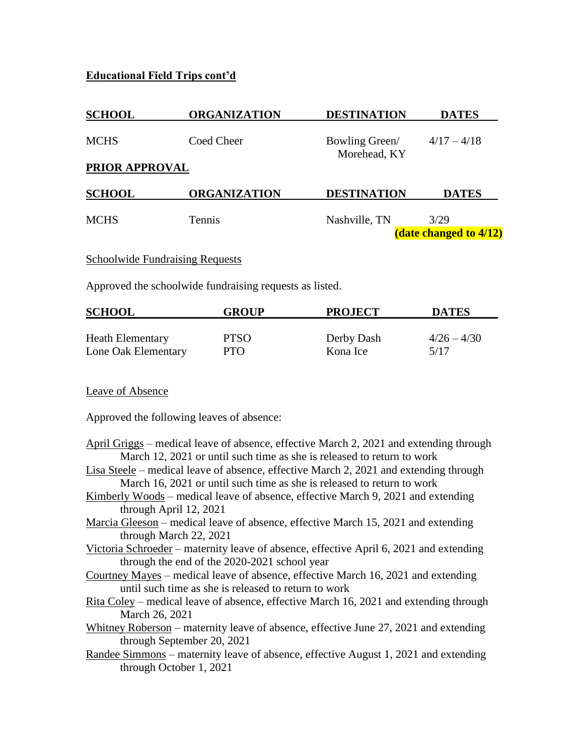**Educational Field Trips cont'd**

| SCHOOL | ORGANIZATION | DESTINATION | DATES |
|---|---|---|---|
| MCHS | Coed Cheer | Bowling Green/ Morehead, KY | 4/17 – 4/18 |

**PRIOR APPROVAL**

| SCHOOL | ORGANIZATION | DESTINATION | DATES |
|---|---|---|---|
| MCHS | Tennis | Nashville, TN | 3/29 **(date changed to 4/12)** |

Schoolwide Fundraising Requests

Approved the schoolwide fundraising requests as listed.

| SCHOOL | GROUP | PROJECT | DATES |
|---|---|---|---|
| Heath Elementary | PTSO | Derby Dash | 4/26 – 4/30 |
| Lone Oak Elementary | PTO | Kona Ice | 5/17 |

Leave of Absence

Approved the following leaves of absence:

April Griggs – medical leave of absence, effective March 2, 2021 and extending through March 12, 2021 or until such time as she is released to return to work

Lisa Steele – medical leave of absence, effective March 2, 2021 and extending through March 16, 2021 or until such time as she is released to return to work

Kimberly Woods – medical leave of absence, effective March 9, 2021 and extending through April 12, 2021

Marcia Gleeson – medical leave of absence, effective March 15, 2021 and extending through March 22, 2021

Victoria Schroeder – maternity leave of absence, effective April 6, 2021 and extending through the end of the 2020-2021 school year

Courtney Mayes – medical leave of absence, effective March 16, 2021 and extending until such time as she is released to return to work

Rita Coley – medical leave of absence, effective March 16, 2021 and extending through March 26, 2021

Whitney Roberson – maternity leave of absence, effective June 27, 2021 and extending through September 20, 2021

Randee Simmons – maternity leave of absence, effective August 1, 2021 and extending through October 1, 2021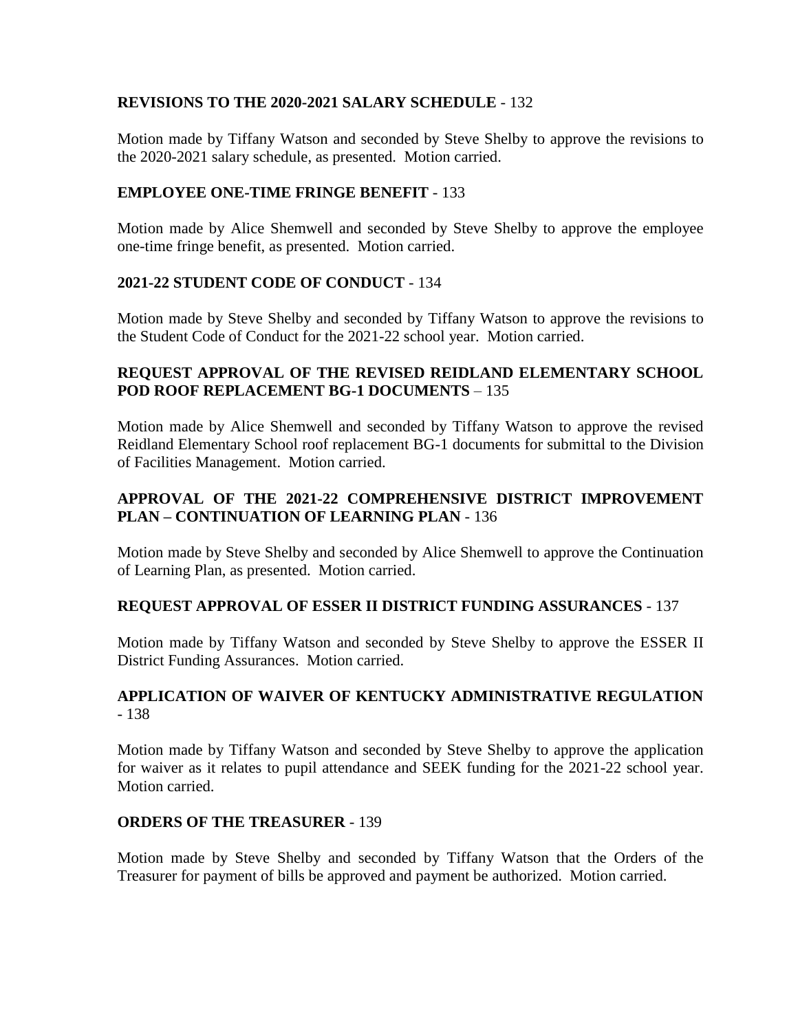**REVISIONS TO THE 2020-2021 SALARY SCHEDULE** - 132

Motion made by Tiffany Watson and seconded by Steve Shelby to approve the revisions to the 2020-2021 salary schedule, as presented. Motion carried.

**EMPLOYEE ONE-TIME FRINGE BENEFIT** - 133

Motion made by Alice Shemwell and seconded by Steve Shelby to approve the employee one-time fringe benefit, as presented. Motion carried.

**2021-22 STUDENT CODE OF CONDUCT** - 134

Motion made by Steve Shelby and seconded by Tiffany Watson to approve the revisions to the Student Code of Conduct for the 2021-22 school year. Motion carried.

**REQUEST APPROVAL OF THE REVISED REIDLAND ELEMENTARY SCHOOL POD ROOF REPLACEMENT BG-1 DOCUMENTS** – 135

Motion made by Alice Shemwell and seconded by Tiffany Watson to approve the revised Reidland Elementary School roof replacement BG-1 documents for submittal to the Division of Facilities Management. Motion carried.

**APPROVAL OF THE 2021-22 COMPREHENSIVE DISTRICT IMPROVEMENT PLAN – CONTINUATION OF LEARNING PLAN** - 136

Motion made by Steve Shelby and seconded by Alice Shemwell to approve the Continuation of Learning Plan, as presented. Motion carried.

**REQUEST APPROVAL OF ESSER II DISTRICT FUNDING ASSURANCES** - 137

Motion made by Tiffany Watson and seconded by Steve Shelby to approve the ESSER II District Funding Assurances. Motion carried.

**APPLICATION OF WAIVER OF KENTUCKY ADMINISTRATIVE REGULATION** - 138

Motion made by Tiffany Watson and seconded by Steve Shelby to approve the application for waiver as it relates to pupil attendance and SEEK funding for the 2021-22 school year. Motion carried.

**ORDERS OF THE TREASURER** - 139

Motion made by Steve Shelby and seconded by Tiffany Watson that the Orders of the Treasurer for payment of bills be approved and payment be authorized. Motion carried.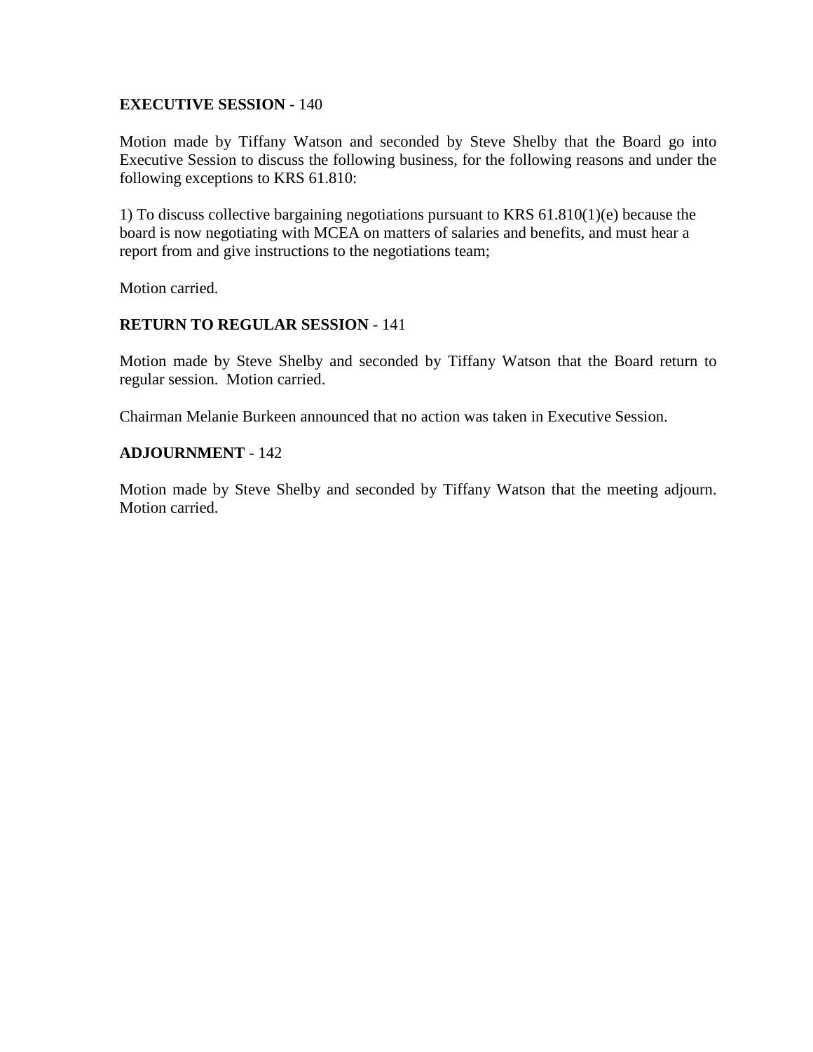**EXECUTIVE SESSION** - 140

Motion made by Tiffany Watson and seconded by Steve Shelby that the Board go into Executive Session to discuss the following business, for the following reasons and under the following exceptions to KRS 61.810:

1) To discuss collective bargaining negotiations pursuant to KRS 61.810(1)(e) because the board is now negotiating with MCEA on matters of salaries and benefits, and must hear a report from and give instructions to the negotiations team;

Motion carried.

**RETURN TO REGULAR SESSION** - 141

Motion made by Steve Shelby and seconded by Tiffany Watson that the Board return to regular session. Motion carried.

Chairman Melanie Burkeen announced that no action was taken in Executive Session.

**ADJOURNMENT** - 142

Motion made by Steve Shelby and seconded by Tiffany Watson that the meeting adjourn. Motion carried.